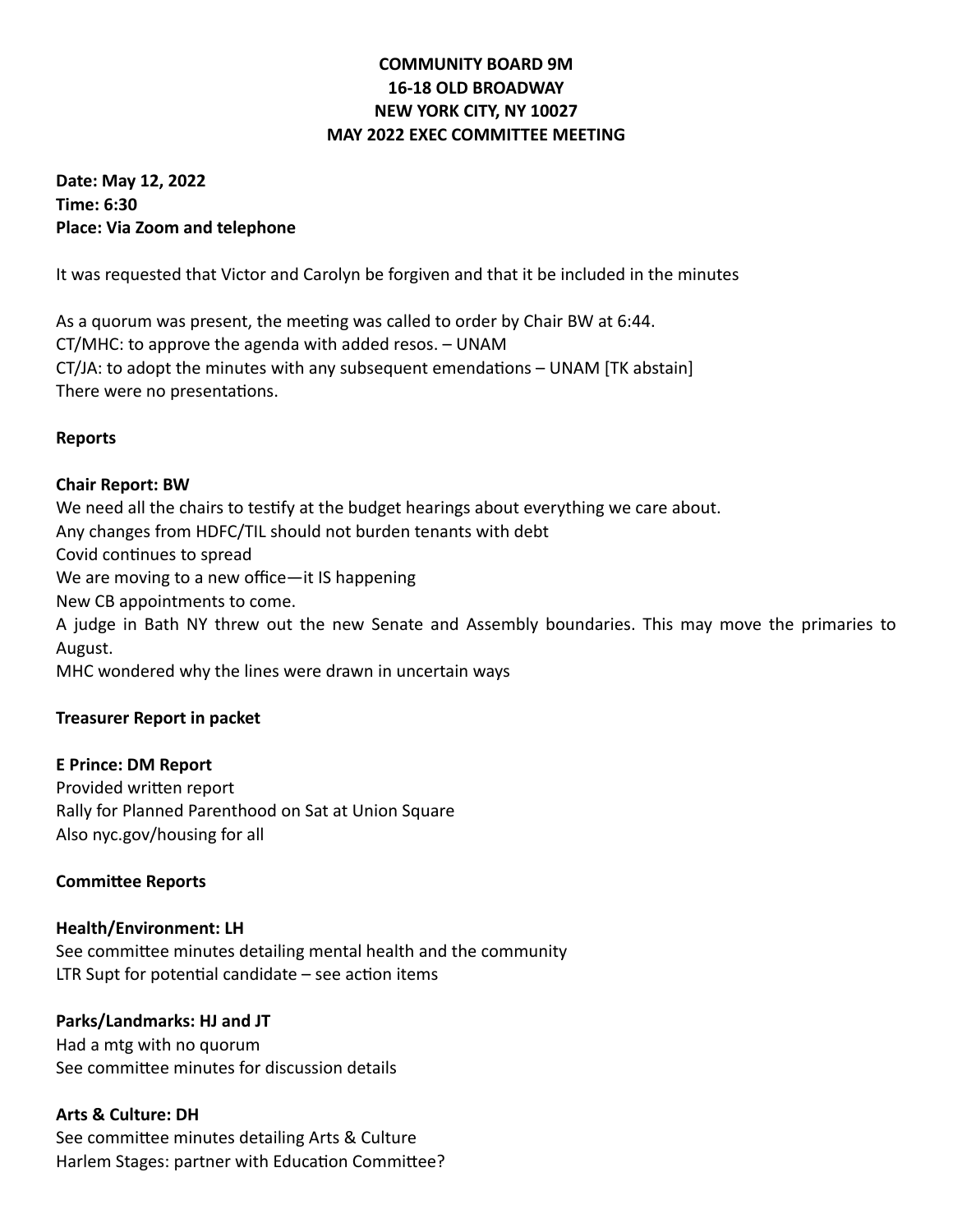**COMMUNITY BOARD 9M**
**16-18 OLD BROADWAY**
**NEW YORK CITY, NY 10027**
**MAY 2022 EXEC COMMITTEE MEETING**

**Date: May 12, 2022**
**Time: 6:30**
**Place: Via Zoom and telephone**

It was requested that Victor and Carolyn be forgiven and that it be included in the minutes

As a quorum was present, the meeting was called to order by Chair BW at 6:44.
CT/MHC: to approve the agenda with added resos. – UNAM
CT/JA: to adopt the minutes with any subsequent emendations – UNAM [TK abstain]
There were no presentations.

**Reports**

**Chair Report: BW**
We need all the chairs to testify at the budget hearings about everything we care about.
Any changes from HDFC/TIL should not burden tenants with debt
Covid continues to spread
We are moving to a new office—it IS happening
New CB appointments to come.
A judge in Bath NY threw out the new Senate and Assembly boundaries. This may move the primaries to August.
MHC wondered why the lines were drawn in uncertain ways

**Treasurer Report in packet**

**E Prince: DM Report**
Provided written report
Rally for Planned Parenthood on Sat at Union Square
Also nyc.gov/housing for all

**Committee Reports**

**Health/Environment: LH**
See committee minutes detailing mental health and the community
LTR Supt for potential candidate – see action items

**Parks/Landmarks: HJ and JT**
Had a mtg with no quorum
See committee minutes for discussion details

**Arts & Culture: DH**
See committee minutes detailing Arts & Culture
Harlem Stages: partner with Education Committee?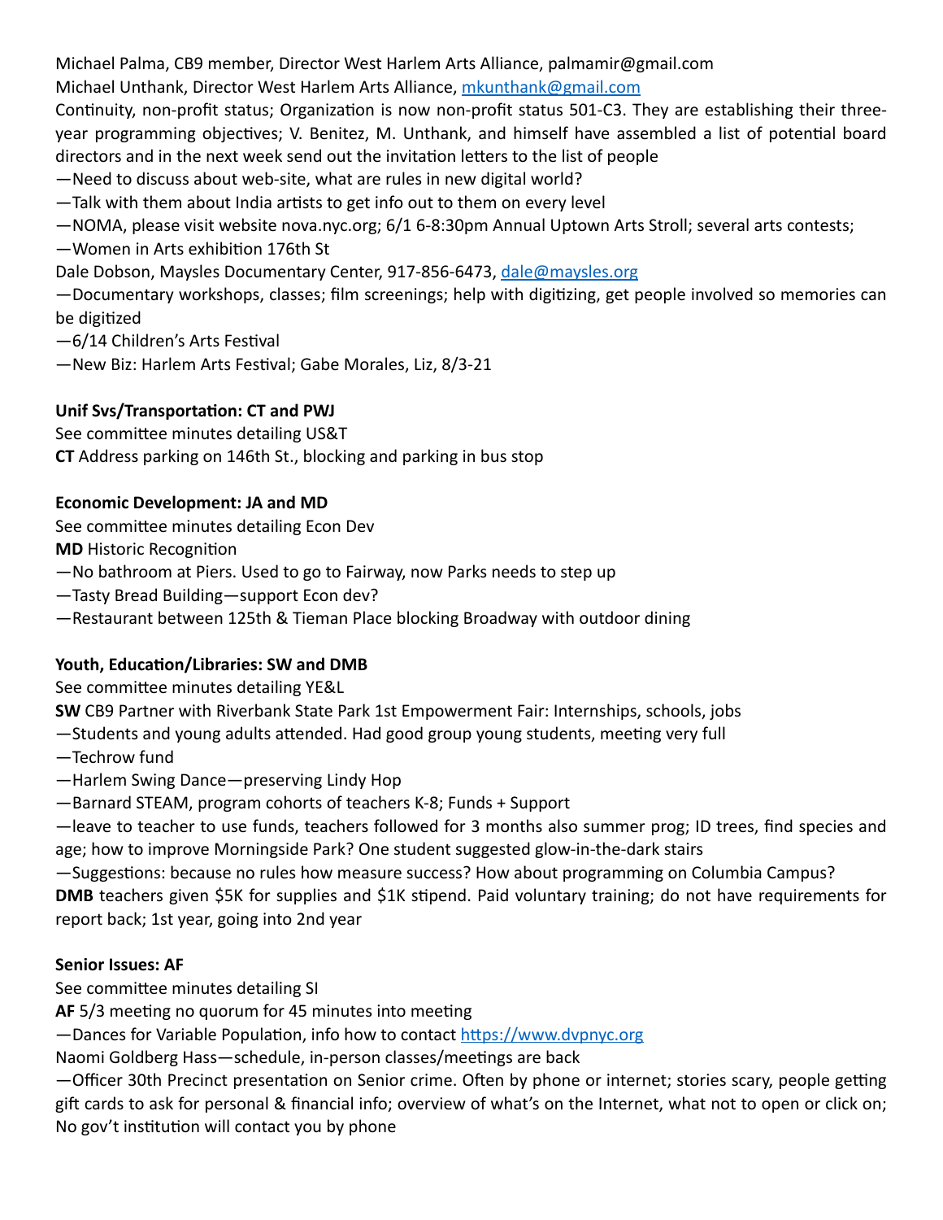Michael Palma, CB9 member, Director West Harlem Arts Alliance, palmamir@gmail.com
Michael Unthank, Director West Harlem Arts Alliance, mkunthank@gmail.com
Continuity, non-profit status; Organization is now non-profit status 501-C3. They are establishing their three-year programming objectives; V. Benitez, M. Unthank, and himself have assembled a list of potential board directors and in the next week send out the invitation letters to the list of people
—Need to discuss about web-site, what are rules in new digital world?
—Talk with them about India artists to get info out to them on every level
—NOMA, please visit website nova.nyc.org; 6/1 6-8:30pm Annual Uptown Arts Stroll; several arts contests;
—Women in Arts exhibition 176th St
Dale Dobson, Maysles Documentary Center, 917-856-6473, dale@maysles.org
—Documentary workshops, classes; film screenings; help with digitizing, get people involved so memories can be digitized
—6/14 Children's Arts Festival
—New Biz: Harlem Arts Festival; Gabe Morales, Liz, 8/3-21

**Unif Svs/Transportation: CT and PWJ**
See committee minutes detailing US&T
**CT** Address parking on 146th St., blocking and parking in bus stop

**Economic Development: JA and MD**
See committee minutes detailing Econ Dev
**MD** Historic Recognition
—No bathroom at Piers. Used to go to Fairway, now Parks needs to step up
—Tasty Bread Building—support Econ dev?
—Restaurant between 125th & Tieman Place blocking Broadway with outdoor dining

**Youth, Education/Libraries: SW and DMB**
See committee minutes detailing YE&L
**SW** CB9 Partner with Riverbank State Park 1st Empowerment Fair: Internships, schools, jobs
—Students and young adults attended. Had good group young students, meeting very full
—Techrow fund
—Harlem Swing Dance—preserving Lindy Hop
—Barnard STEAM, program cohorts of teachers K-8; Funds + Support
—leave to teacher to use funds, teachers followed for 3 months also summer prog; ID trees, find species and age; how to improve Morningside Park? One student suggested glow-in-the-dark stairs
—Suggestions: because no rules how measure success? How about programming on Columbia Campus?
**DMB** teachers given $5K for supplies and $1K stipend. Paid voluntary training; do not have requirements for report back; 1st year, going into 2nd year

**Senior Issues: AF**
See committee minutes detailing SI
**AF** 5/3 meeting no quorum for 45 minutes into meeting
—Dances for Variable Population, info how to contact https://www.dvpnyc.org
Naomi Goldberg Hass—schedule, in-person classes/meetings are back
—Officer 30th Precinct presentation on Senior crime. Often by phone or internet; stories scary, people getting gift cards to ask for personal & financial info; overview of what's on the Internet, what not to open or click on; No gov't institution will contact you by phone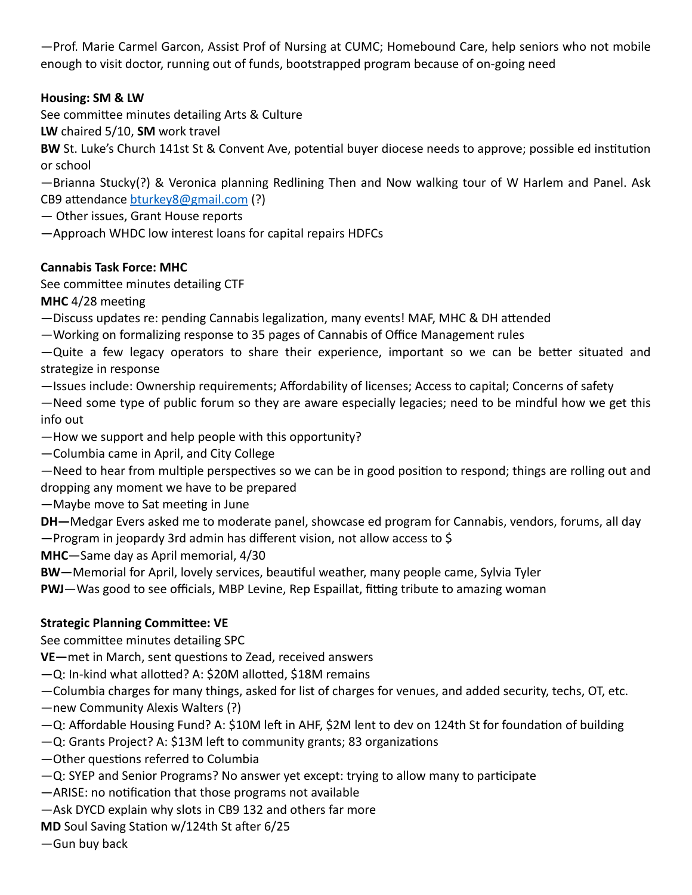—Prof. Marie Carmel Garcon, Assist Prof of Nursing at CUMC; Homebound Care, help seniors who not mobile enough to visit doctor, running out of funds, bootstrapped program because of on-going need

**Housing: SM & LW**

See committee minutes detailing Arts & Culture

**LW** chaired 5/10, **SM** work travel

**BW** St. Luke's Church 141st St & Convent Ave, potential buyer diocese needs to approve; possible ed institution or school

—Brianna Stucky(?) & Veronica planning Redlining Then and Now walking tour of W Harlem and Panel. Ask CB9 attendance bturkey8@gmail.com (?)

— Other issues, Grant House reports

—Approach WHDC low interest loans for capital repairs HDFCs

**Cannabis Task Force: MHC**

See committee minutes detailing CTF

**MHC** 4/28 meeting

—Discuss updates re: pending Cannabis legalization, many events! MAF, MHC & DH attended

—Working on formalizing response to 35 pages of Cannabis of Office Management rules

—Quite a few legacy operators to share their experience, important so we can be better situated and strategize in response

—Issues include: Ownership requirements; Affordability of licenses; Access to capital; Concerns of safety

—Need some type of public forum so they are aware especially legacies; need to be mindful how we get this info out

—How we support and help people with this opportunity?

—Columbia came in April, and City College

—Need to hear from multiple perspectives so we can be in good position to respond; things are rolling out and dropping any moment we have to be prepared

—Maybe move to Sat meeting in June

**DH—**Medgar Evers asked me to moderate panel, showcase ed program for Cannabis, vendors, forums, all day

—Program in jeopardy 3rd admin has different vision, not allow access to $

**MHC**—Same day as April memorial, 4/30

**BW**—Memorial for April, lovely services, beautiful weather, many people came, Sylvia Tyler

**PWJ**—Was good to see officials, MBP Levine, Rep Espaillat, fitting tribute to amazing woman

**Strategic Planning Committee: VE**

See committee minutes detailing SPC

**VE—**met in March, sent questions to Zead, received answers

—Q: In-kind what allotted? A: $20M allotted, $18M remains

—Columbia charges for many things, asked for list of charges for venues, and added security, techs, OT, etc.

—new Community Alexis Walters (?)

—Q: Affordable Housing Fund? A: $10M left in AHF, $2M lent to dev on 124th St for foundation of building

—Q: Grants Project? A: $13M left to community grants; 83 organizations

—Other questions referred to Columbia

—Q: SYEP and Senior Programs? No answer yet except: trying to allow many to participate

—ARISE: no notification that those programs not available

—Ask DYCD explain why slots in CB9 132 and others far more

**MD** Soul Saving Station w/124th St after 6/25

—Gun buy back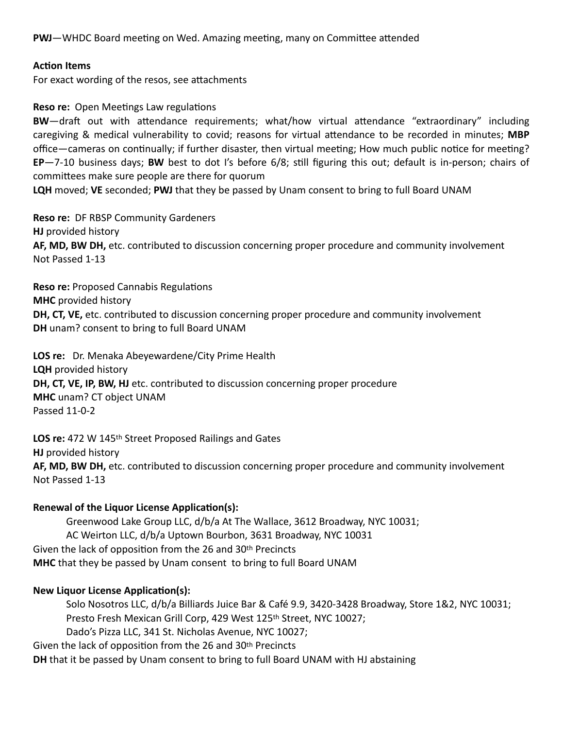**PWJ**—WHDC Board meeting on Wed. Amazing meeting, many on Committee attended

**Action Items**

For exact wording of the resos, see attachments

**Reso re:** Open Meetings Law regulations

**BW**—draft out with attendance requirements; what/how virtual attendance "extraordinary" including caregiving & medical vulnerability to covid; reasons for virtual attendance to be recorded in minutes; **MBP** office—cameras on continually; if further disaster, then virtual meeting; How much public notice for meeting? **EP**—7-10 business days; **BW** best to dot I's before 6/8; still figuring this out; default is in-person; chairs of committees make sure people are there for quorum

**LQH** moved; **VE** seconded; **PWJ** that they be passed by Unam consent to bring to full Board UNAM

**Reso re:** DF RBSP Community Gardeners

**HJ** provided history

**AF, MD, BW DH,** etc. contributed to discussion concerning proper procedure and community involvement

Not Passed 1-13

**Reso re:** Proposed Cannabis Regulations

**MHC** provided history

**DH, CT, VE,** etc. contributed to discussion concerning proper procedure and community involvement

**DH** unam? consent to bring to full Board UNAM

**LOS re:** Dr. Menaka Abeyewardene/City Prime Health

**LQH** provided history

**DH, CT, VE, IP, BW, HJ** etc. contributed to discussion concerning proper procedure

**MHC** unam? CT object UNAM

Passed 11-0-2

**LOS re:** 472 W 145th Street Proposed Railings and Gates

**HJ** provided history

**AF, MD, BW DH,** etc. contributed to discussion concerning proper procedure and community involvement

Not Passed 1-13

**Renewal of the Liquor License Application(s):**

Greenwood Lake Group LLC, d/b/a At The Wallace, 3612 Broadway, NYC 10031;
AC Weirton LLC, d/b/a Uptown Bourbon, 3631 Broadway, NYC 10031

Given the lack of opposition from the 26 and 30th Precincts

**MHC** that they be passed by Unam consent to bring to full Board UNAM

**New Liquor License Application(s):**

Solo Nosotros LLC, d/b/a Billiards Juice Bar & Café 9.9, 3420-3428 Broadway, Store 1&2, NYC 10031;
Presto Fresh Mexican Grill Corp, 429 West 125th Street, NYC 10027;
Dado's Pizza LLC, 341 St. Nicholas Avenue, NYC 10027;

Given the lack of opposition from the 26 and 30th Precincts

**DH** that it be passed by Unam consent to bring to full Board UNAM with HJ abstaining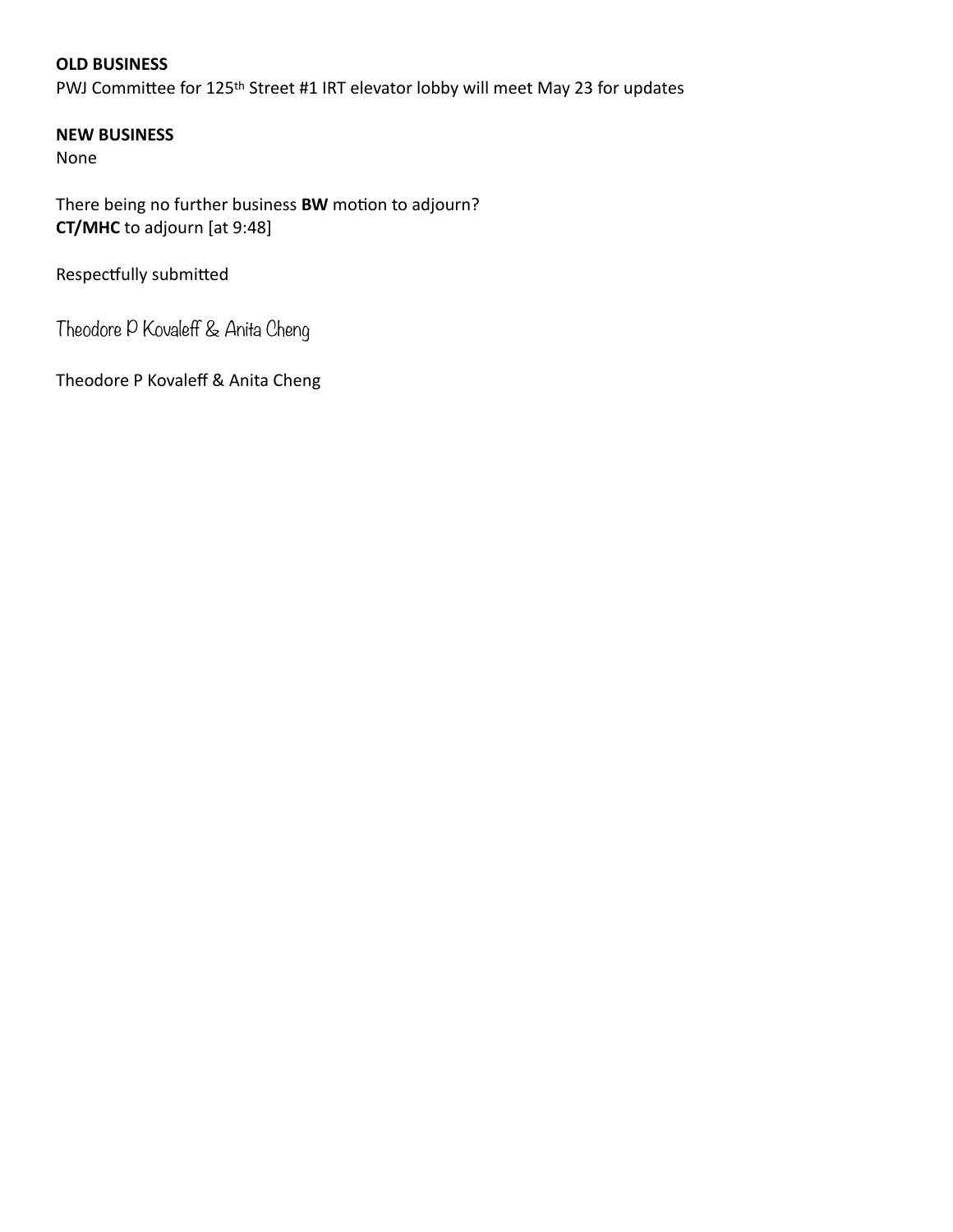**OLD BUSINESS**
PWJ Committee for 125th Street #1 IRT elevator lobby will meet May 23 for updates

**NEW BUSINESS**
None

There being no further business **BW** motion to adjourn?
**CT/MHC** to adjourn [at 9:48]

Respectfully submitted

Theodore P Kovaleff & Anita Cheng

Theodore P Kovaleff & Anita Cheng